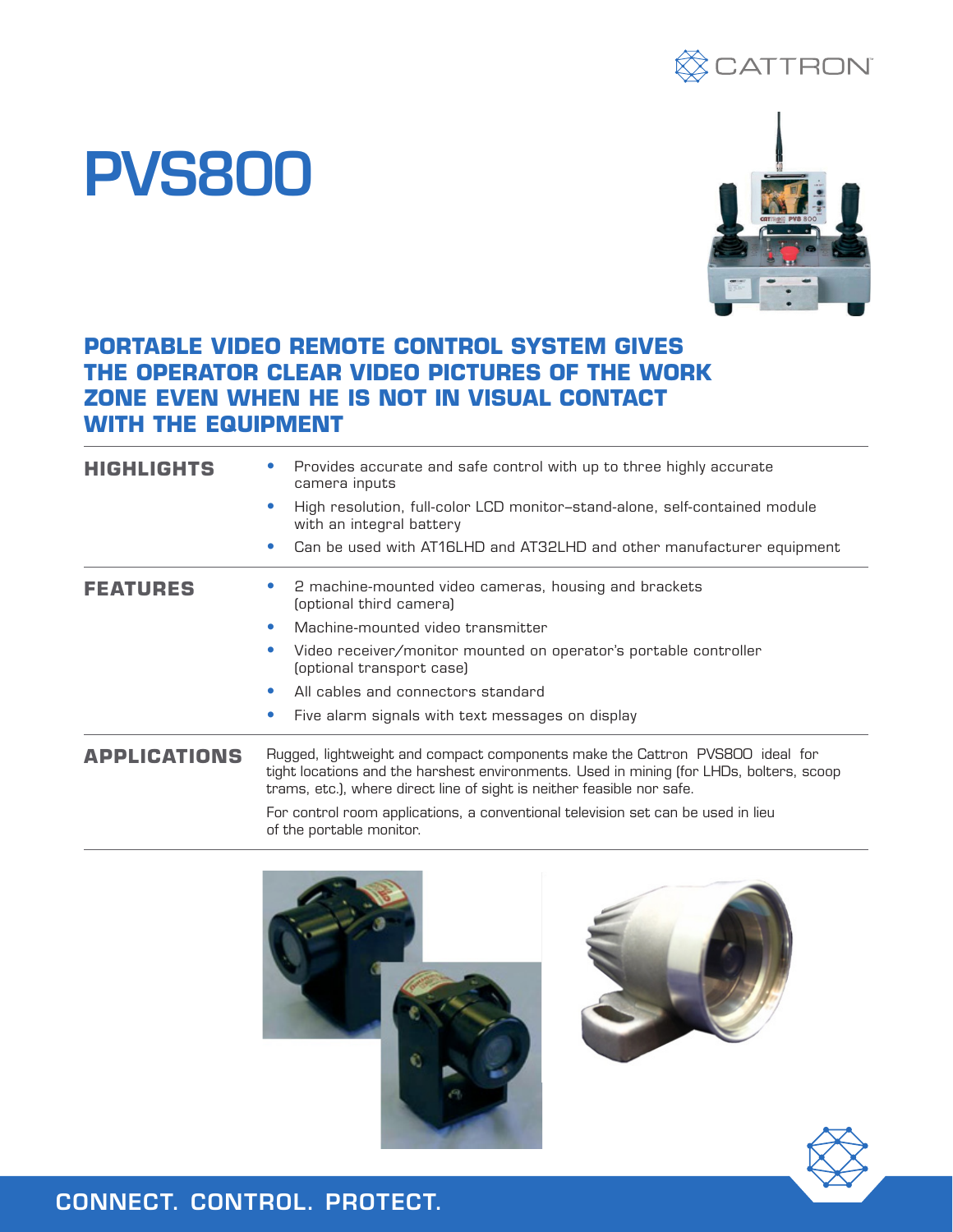# PVS800

## PORTABLE VIDEO REMOTE CONTROL SYSTEM GIVES THE OPERATOR CLEAR VIDEO PICTURES OF THE WORK ZONE EVEN WHEN HE IS NOT IN VISUAL CONTACT WITH THE EQUIPMENT

### HIGHLIGHTS

- Provides accurate and safe control with up to three highly accurate camera inputs
- High resolution, full-color LCD monitor–stand-alone, self-contained module with an integral battery
- Can be used with AT16LHD and AT32LHD and other manufacturer equipment

### FEATURES

- 2 machine-mounted video cameras, housing and brackets (optional third camera)
- Machine-mounted video transmitter
- Video receiver/monitor mounted on operator's portable controller (optional transport case)
- All cables and connectors standard
- Five alarm signals with text messages on display

### APPLICATIONS

Rugged, lightweight and compact components make the Cattron PVS800 ideal for tight locations and the harshest environments. Used in mining (for LHDs, bolters, scoop trams, etc.), where direct line of sight is neither feasible nor safe.

For control room applications, a conventional television set can be used in lieu of the portable monitor.

**CONNECT. CONTROL. PROTECT.**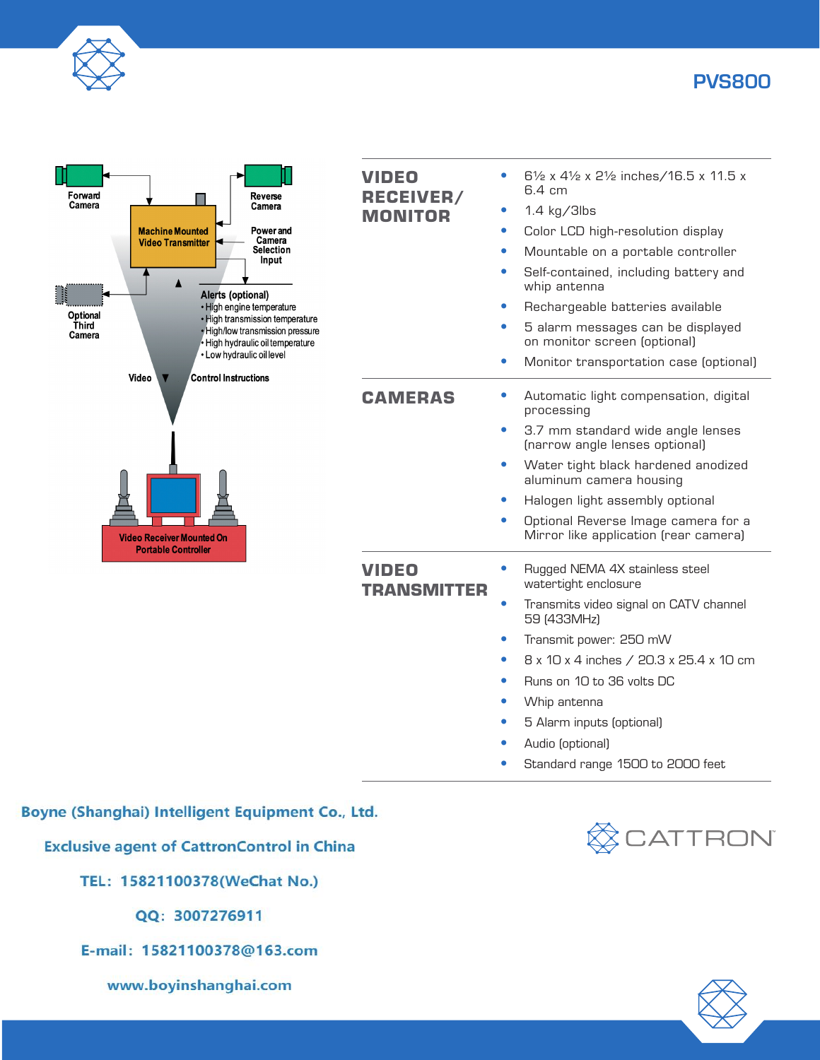# PVS800

Forward Camera

Reverse Camera

Machine Mounted Video Transmitter

Power and Camera Selection Input

Optional Third Camera

Alerts (optional)
- High engine temperature
- High transmission temperature
- High/low transmission pressure
- High hydraulic oil temperature
- Low hydraulic oil level

Video

Control Instructions

Video Receiver Mounted On Portable Controller

## VIDEO RECEIVER/ MONITOR

- 6½ x 4½ x 2½ inches/16.5 x 11.5 x 6.4 cm
- 1.4 kg/3lbs
- Color LCD high-resolution display
- Mountable on a portable controller
- Self-contained, including battery and whip antenna
- Rechargeable batteries available
- 5 alarm messages can be displayed on monitor screen (optional)
- Monitor transportation case (optional)

## CAMERAS

- Automatic light compensation, digital processing
- 3.7 mm standard wide angle lenses (narrow angle lenses optional)
- Water tight black hardened anodized aluminum camera housing
- Halogen light assembly optional
- Optional Reverse Image camera for a Mirror like application (rear camera)

## VIDEO TRANSMITTER

- Rugged NEMA 4X stainless steel watertight enclosure
- Transmits video signal on CATV channel 59 (433MHz)
- Transmit power: 250 mW
- 8 x 10 x 4 inches / 20.3 x 25.4 x 10 cm
- Runs on 10 to 36 volts DC
- Whip antenna
- 5 Alarm inputs (optional)
- Audio (optional)
- Standard range 1500 to 2000 feet

**Boyne (Shanghai) Intelligent Equipment Co., Ltd.**

**Exclusive agent of CattronControl in China**

**TEL：15821100378(WeChat No.)**

**QQ：3007276911**

**E-mail：15821100378@163.com**

**www.boyinshanghai.com**

CATTRON™